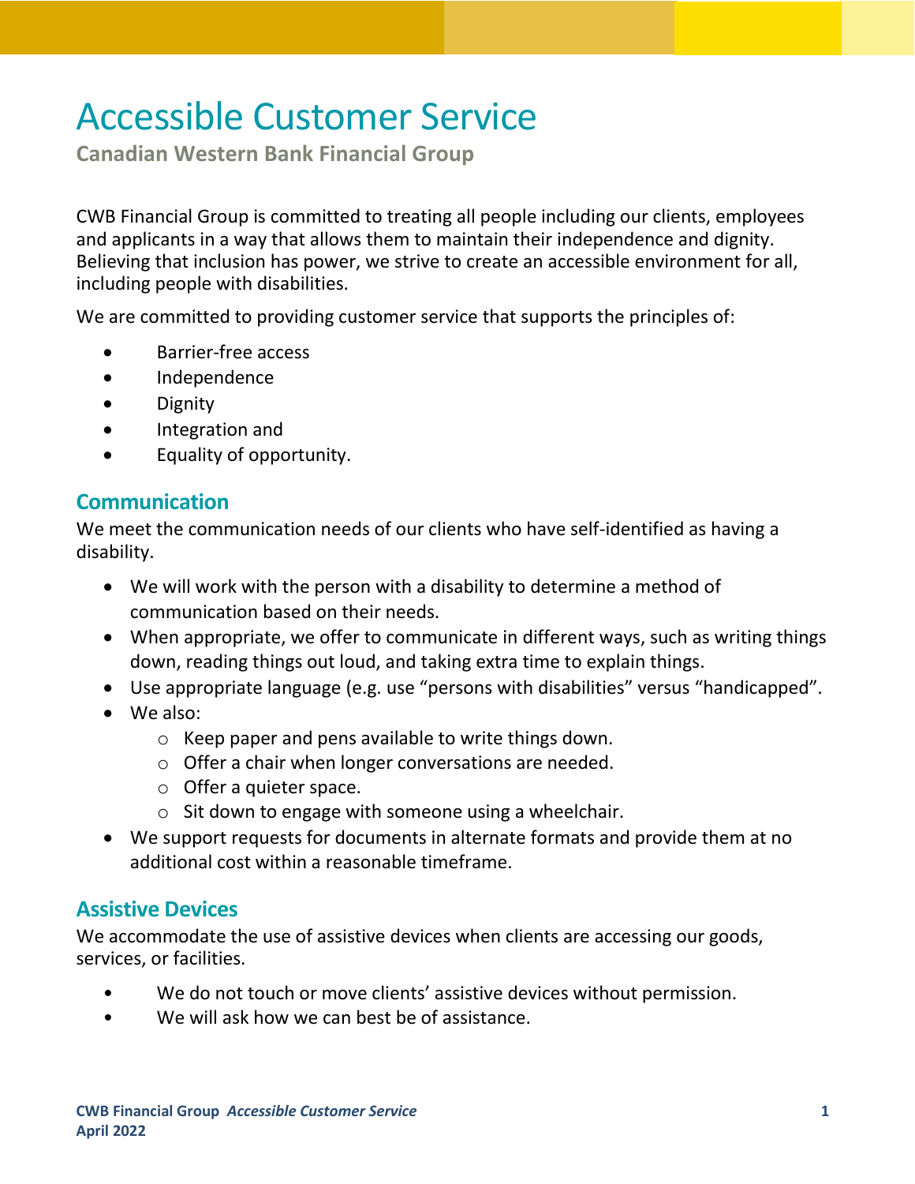# Accessible Customer Service

**Canadian Western Bank Financial Group**

CWB Financial Group is committed to treating all people including our clients, employees and applicants in a way that allows them to maintain their independence and dignity. Believing that inclusion has power, we strive to create an accessible environment for all, including people with disabilities.

We are committed to providing customer service that supports the principles of:

- Barrier-free access
- Independence
- Dignity
- Integration and
- Equality of opportunity.

## Communication

We meet the communication needs of our clients who have self-identified as having a disability.

- We will work with the person with a disability to determine a method of communication based on their needs.
- When appropriate, we offer to communicate in different ways, such as writing things down, reading things out loud, and taking extra time to explain things.
- Use appropriate language (e.g. use "persons with disabilities" versus "handicapped".
- We also:
  - Keep paper and pens available to write things down.
  - Offer a chair when longer conversations are needed.
  - Offer a quieter space.
  - Sit down to engage with someone using a wheelchair.
- We support requests for documents in alternate formats and provide them at no additional cost within a reasonable timeframe.

## Assistive Devices

We accommodate the use of assistive devices when clients are accessing our goods, services, or facilities.

- We do not touch or move clients' assistive devices without permission.
- We will ask how we can best be of assistance.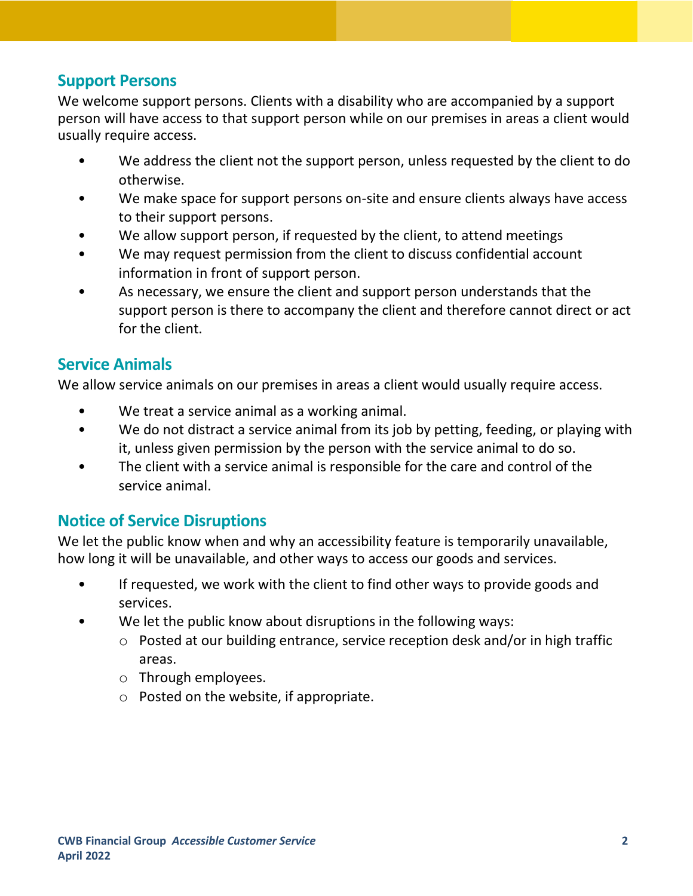## Support Persons

We welcome support persons. Clients with a disability who are accompanied by a support person will have access to that support person while on our premises in areas a client would usually require access.

- We address the client not the support person, unless requested by the client to do otherwise.
- We make space for support persons on-site and ensure clients always have access to their support persons.
- We allow support person, if requested by the client, to attend meetings
- We may request permission from the client to discuss confidential account information in front of support person.
- As necessary, we ensure the client and support person understands that the support person is there to accompany the client and therefore cannot direct or act for the client.

## Service Animals

We allow service animals on our premises in areas a client would usually require access.

- We treat a service animal as a working animal.
- We do not distract a service animal from its job by petting, feeding, or playing with it, unless given permission by the person with the service animal to do so.
- The client with a service animal is responsible for the care and control of the service animal.

## Notice of Service Disruptions

We let the public know when and why an accessibility feature is temporarily unavailable, how long it will be unavailable, and other ways to access our goods and services.

- If requested, we work with the client to find other ways to provide goods and services.
- We let the public know about disruptions in the following ways:
  - Posted at our building entrance, service reception desk and/or in high traffic areas.
  - Through employees.
  - Posted on the website, if appropriate.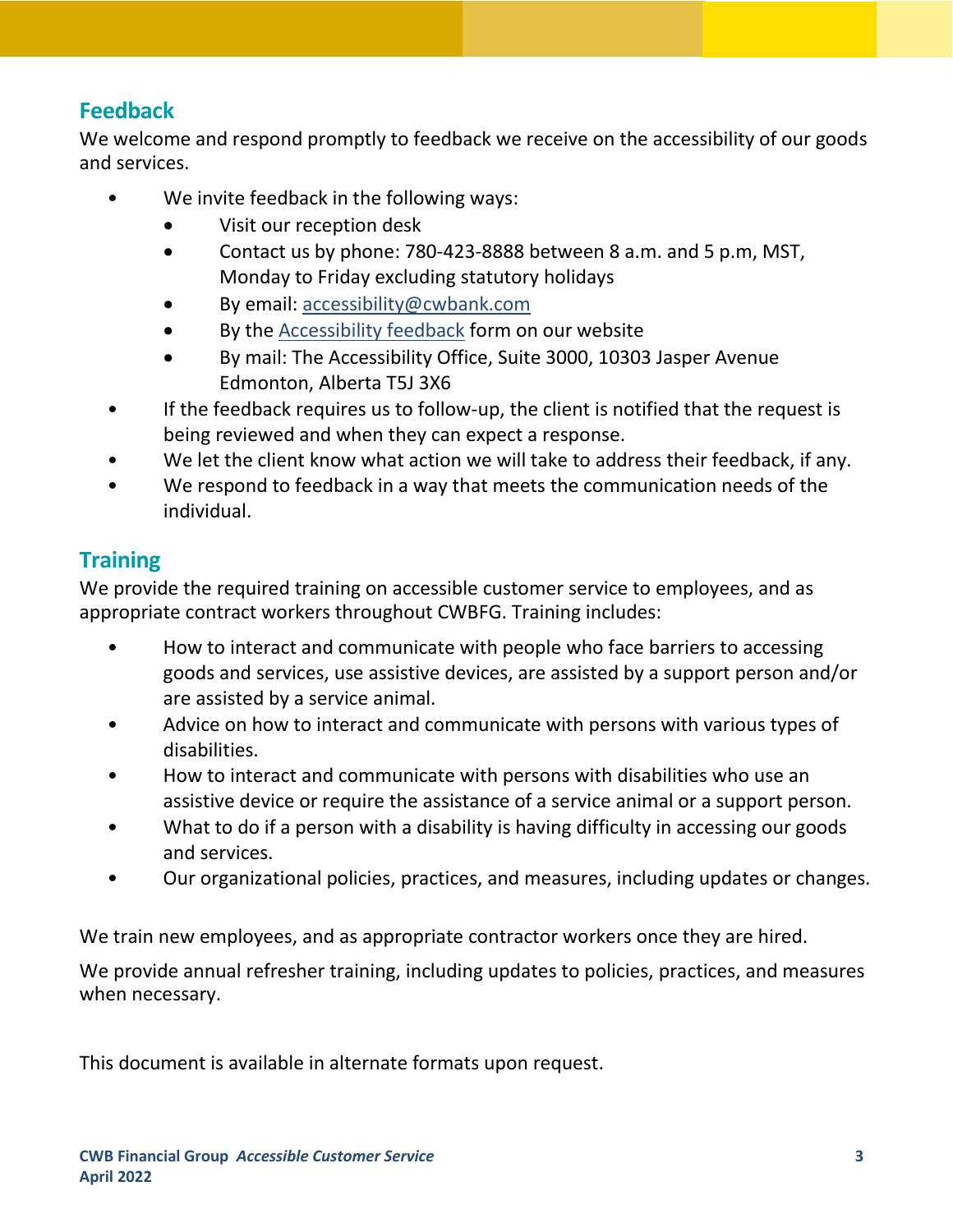## Feedback

We welcome and respond promptly to feedback we receive on the accessibility of our goods and services.

- We invite feedback in the following ways:
  - Visit our reception desk
  - Contact us by phone: 780-423-8888 between 8 a.m. and 5 p.m, MST, Monday to Friday excluding statutory holidays
  - By email: accessibility@cwbank.com
  - By the Accessibility feedback form on our website
  - By mail: The Accessibility Office, Suite 3000, 10303 Jasper Avenue Edmonton, Alberta T5J 3X6
- If the feedback requires us to follow-up, the client is notified that the request is being reviewed and when they can expect a response.
- We let the client know what action we will take to address their feedback, if any.
- We respond to feedback in a way that meets the communication needs of the individual.

## Training

We provide the required training on accessible customer service to employees, and as appropriate contract workers throughout CWBFG. Training includes:

- How to interact and communicate with people who face barriers to accessing goods and services, use assistive devices, are assisted by a support person and/or are assisted by a service animal.
- Advice on how to interact and communicate with persons with various types of disabilities.
- How to interact and communicate with persons with disabilities who use an assistive device or require the assistance of a service animal or a support person.
- What to do if a person with a disability is having difficulty in accessing our goods and services.
- Our organizational policies, practices, and measures, including updates or changes.

We train new employees, and as appropriate contractor workers once they are hired.

We provide annual refresher training, including updates to policies, practices, and measures when necessary.

This document is available in alternate formats upon request.